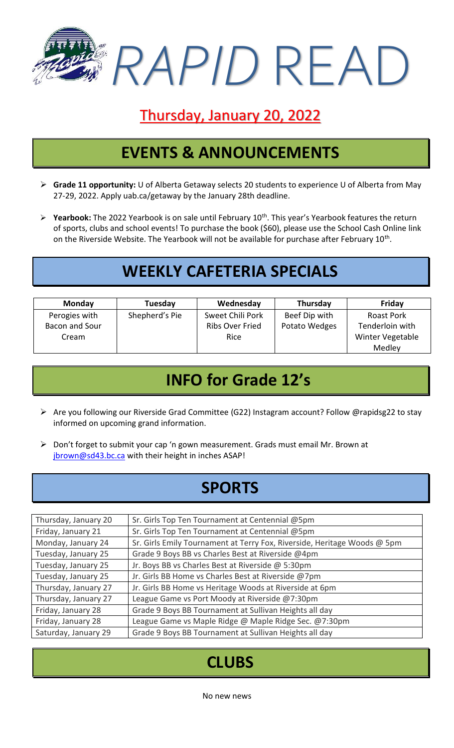# *RAPID* READ

## Thursday, January 20, 2022

## EVENTS & ANNOUNCEMENTS

- **Grade 11 opportunity:** U of Alberta Getaway selects 20 students to experience U of Alberta from May 27-29, 2022. Apply uab.ca/getaway by the January 28th deadline.
- **Yearbook:** The 2022 Yearbook is on sale until February 10th. This year's Yearbook features the return of sports, clubs and school events! To purchase the book ($60), please use the School Cash Online link on the Riverside Website. The Yearbook will not be available for purchase after February 10th.

## WEEKLY CAFETERIA SPECIALS

| Monday | Tuesday | Wednesday | Thursday | Friday |
|---|---|---|---|---|
| Perogies with Bacon and Sour Cream | Shepherd's Pie | Sweet Chili Pork Ribs Over Fried Rice | Beef Dip with Potato Wedges | Roast Pork Tenderloin with Winter Vegetable Medley |

## INFO for Grade 12's

- Are you following our Riverside Grad Committee (G22) Instagram account? Follow @rapidsg22 to stay informed on upcoming grand information.
- Don't forget to submit your cap 'n gown measurement. Grads must email Mr. Brown at jbrown@sd43.bc.ca with their height in inches ASAP!

## SPORTS

| | |
|---|---|
| Thursday, January 20 | Sr. Girls Top Ten Tournament at Centennial @5pm |
| Friday, January 21 | Sr. Girls Top Ten Tournament at Centennial @5pm |
| Monday, January 24 | Sr. Girls Emily Tournament at Terry Fox, Riverside, Heritage Woods @ 5pm |
| Tuesday, January 25 | Grade 9 Boys BB vs Charles Best at Riverside @4pm |
| Tuesday, January 25 | Jr. Boys BB vs Charles Best at Riverside @ 5:30pm |
| Tuesday, January 25 | Jr. Girls BB Home vs Charles Best at Riverside @7pm |
| Thursday, January 27 | Jr. Girls BB Home vs Heritage Woods at Riverside at 6pm |
| Thursday, January 27 | League Game vs Port Moody at Riverside @7:30pm |
| Friday, January 28 | Grade 9 Boys BB Tournament at Sullivan Heights all day |
| Friday, January 28 | League Game vs Maple Ridge @ Maple Ridge Sec. @7:30pm |
| Saturday, January 29 | Grade 9 Boys BB Tournament at Sullivan Heights all day |

## CLUBS

No new news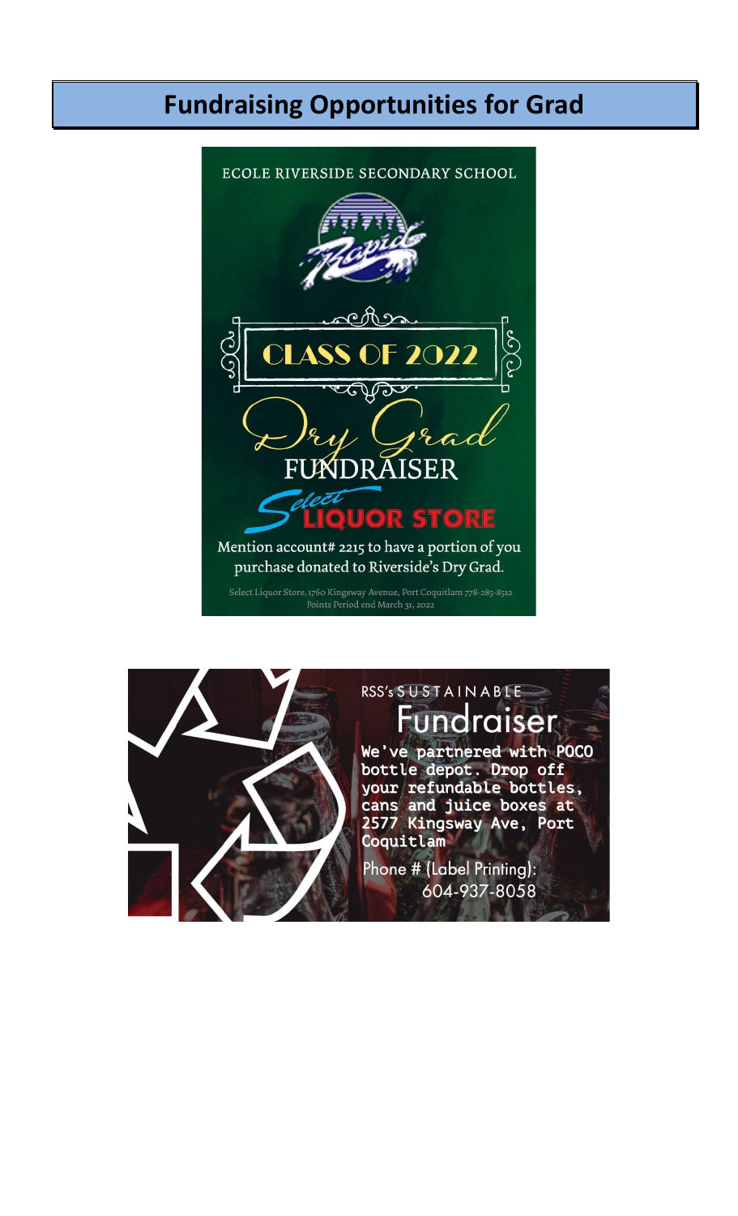# Fundraising Opportunities for Grad

ECOLE RIVERSIDE SECONDARY SCHOOL

CLASS OF 2022

Dry Grad

FUNDRAISER

Select LIQUOR STORE

Mention account# 2215 to have a portion of you purchase donated to Riverside's Dry Grad.

Select Liquor Store, 1760 Kingsway Avenue, Port Coquitlam 778-285-8512
Points Period end March 31, 2022

RSS's SUSTAINABLE

Fundraiser

We've partnered with POCO bottle depot. Drop off your refundable bottles, cans and juice boxes at 2577 Kingsway Ave, Port Coquitlam

Phone # (Label Printing):
604-937-8058